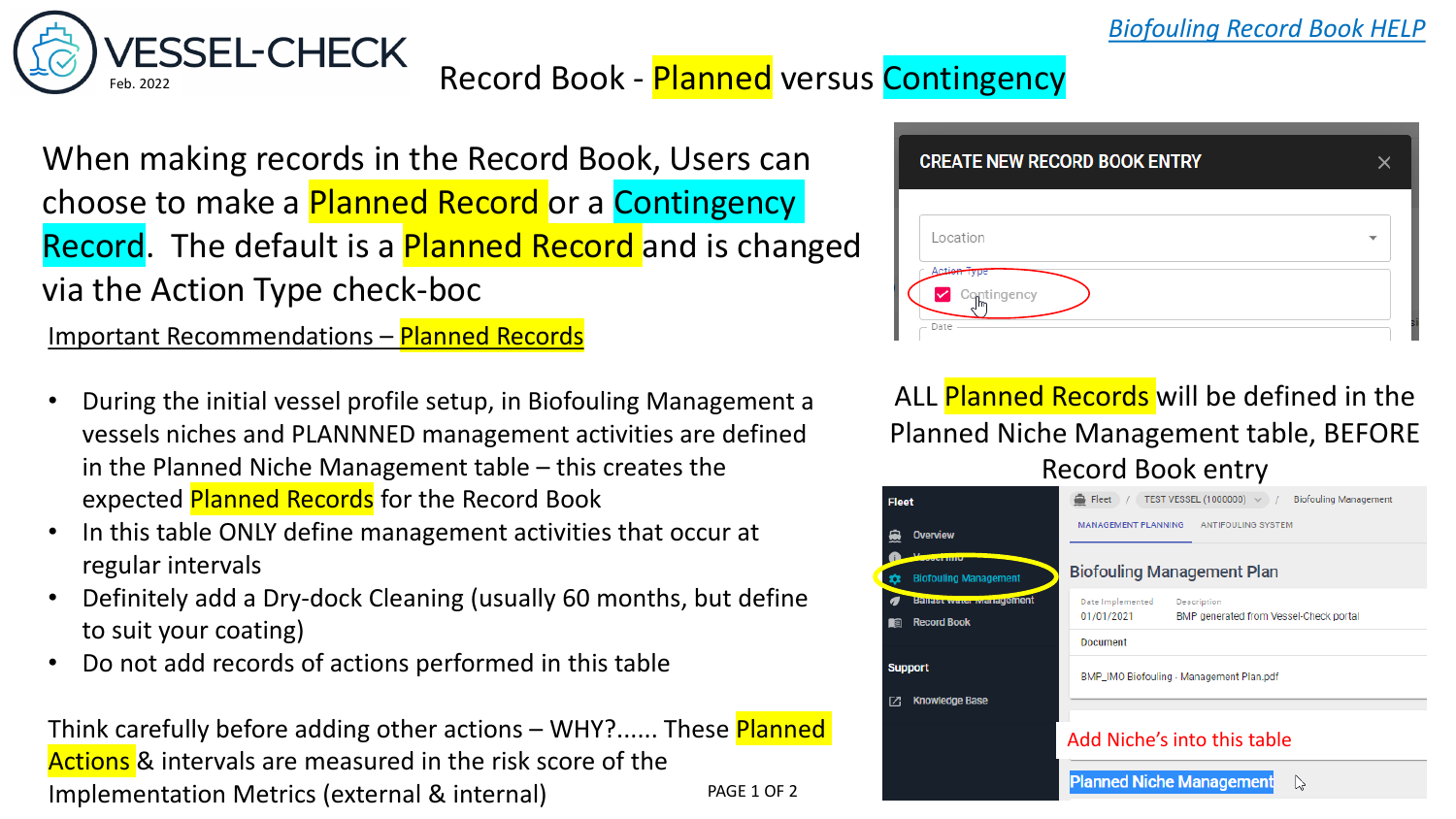VESSEL-CHECK
Feb. 2022

# Record Book - Planned versus Contingency

Biofouling Record Book HELP

When making records in the Record Book, Users can choose to make a Planned Record or a Contingency Record. The default is a Planned Record and is changed via the Action Type check-boc

CREATE NEW RECORD BOOK ENTRY

Location

Action Type

Contingency

Date

## Important Recommendations – Planned Records

- During the initial vessel profile setup, in Biofouling Management a vessels niches and PLANNNED management activities are defined in the Planned Niche Management table – this creates the expected Planned Records for the Record Book
- In this table ONLY define management activities that occur at regular intervals
- Definitely add a Dry-dock Cleaning (usually 60 months, but define to suit your coating)
- Do not add records of actions performed in this table

ALL Planned Records will be defined in the Planned Niche Management table, BEFORE Record Book entry

Fleet / TEST VESSEL (1000000) / Biofouling Management

MANAGEMENT PLANNING | ANTIFOULING SYSTEM

Fleet
- Overview
- Vessel Info
- Biofouling Management
- Ballast Water Management
- Record Book

Support
- Knowledge Base

Biofouling Management Plan

| Date Implemented | Description |
| --- | --- |
| 01/01/2021 | BMP generated from Vessel-Check portal |

Document

BMP_IMO Biofouling - Management Plan.pdf

Add Niche's into this table

Planned Niche Management

Think carefully before adding other actions – WHY?...... These Planned Actions & intervals are measured in the risk score of the Implementation Metrics (external & internal)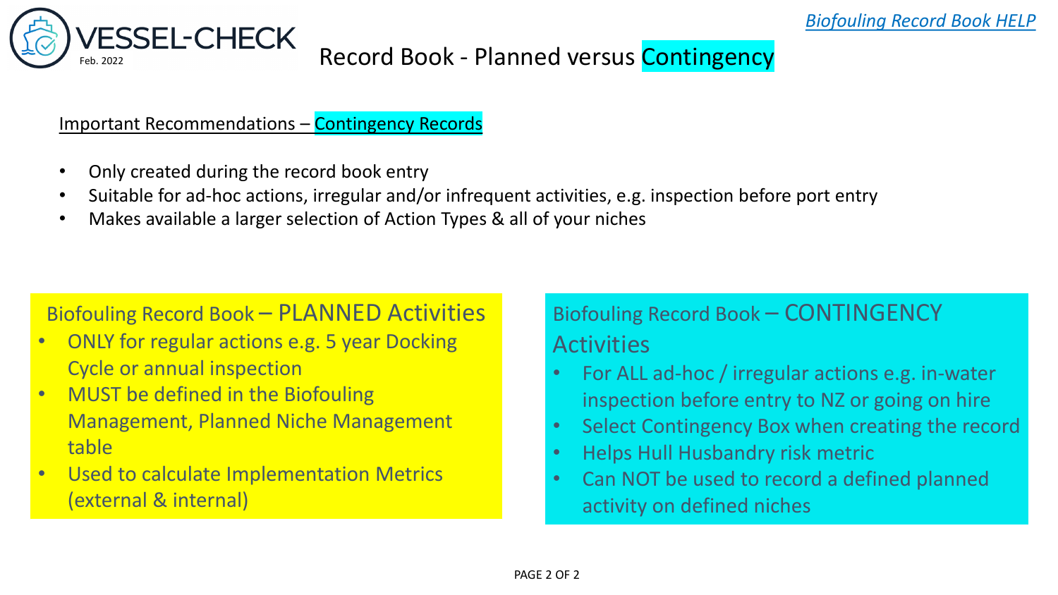VESSEL-CHECK

Feb. 2022

# Record Book - Planned versus Contingency

*Biofouling Record Book HELP*

## Important Recommendations – Contingency Records

- Only created during the record book entry
- Suitable for ad-hoc actions, irregular and/or infrequent activities, e.g. inspection before port entry
- Makes available a larger selection of Action Types & all of your niches

### Biofouling Record Book – PLANNED Activities

- ONLY for regular actions e.g. 5 year Docking Cycle or annual inspection
- MUST be defined in the Biofouling Management, Planned Niche Management table
- Used to calculate Implementation Metrics (external & internal)

### Biofouling Record Book – CONTINGENCY Activities

- For ALL ad-hoc / irregular actions e.g. in-water inspection before entry to NZ or going on hire
- Select Contingency Box when creating the record
- Helps Hull Husbandry risk metric
- Can NOT be used to record a defined planned activity on defined niches